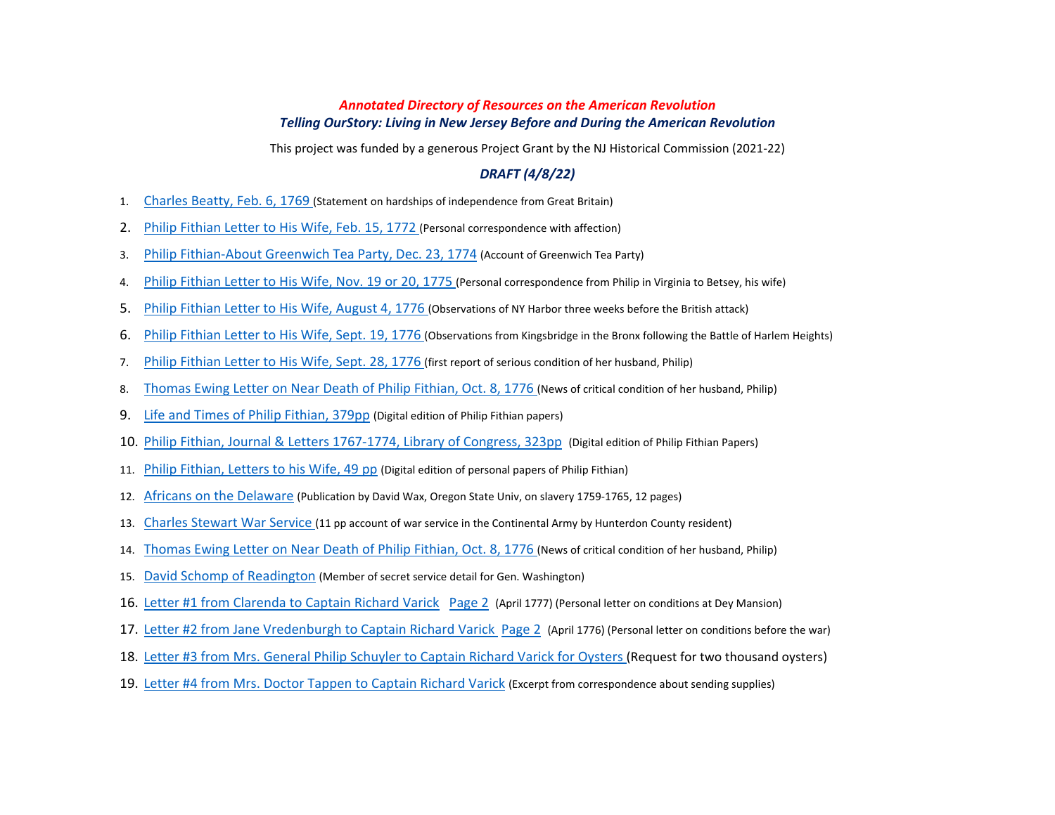***Annotated Directory of Resources on the American Revolution***

***Telling OurStory: Living in New Jersey Before and During the American Revolution***

This project was funded by a generous Project Grant by the NJ Historical Commission (2021-22)

***DRAFT (4/8/22)***

1. Charles Beatty, Feb. 6, 1769 (Statement on hardships of independence from Great Britain)
2. Philip Fithian Letter to His Wife, Feb. 15, 1772 (Personal correspondence with affection)
3. Philip Fithian-About Greenwich Tea Party, Dec. 23, 1774 (Account of Greenwich Tea Party)
4. Philip Fithian Letter to His Wife, Nov. 19 or 20, 1775 (Personal correspondence from Philip in Virginia to Betsey, his wife)
5. Philip Fithian Letter to His Wife, August 4, 1776 (Observations of NY Harbor three weeks before the British attack)
6. Philip Fithian Letter to His Wife, Sept. 19, 1776 (Observations from Kingsbridge in the Bronx following the Battle of Harlem Heights)
7. Philip Fithian Letter to His Wife, Sept. 28, 1776 (first report of serious condition of her husband, Philip)
8. Thomas Ewing Letter on Near Death of Philip Fithian, Oct. 8, 1776 (News of critical condition of her husband, Philip)
9. Life and Times of Philip Fithian, 379pp (Digital edition of Philip Fithian papers)
10. Philip Fithian, Journal & Letters 1767-1774, Library of Congress, 323pp (Digital edition of Philip Fithian Papers)
11. Philip Fithian, Letters to his Wife, 49 pp (Digital edition of personal papers of Philip Fithian)
12. Africans on the Delaware (Publication by David Wax, Oregon State Univ, on slavery 1759-1765, 12 pages)
13. Charles Stewart War Service (11 pp account of war service in the Continental Army by Hunterdon County resident)
14. Thomas Ewing Letter on Near Death of Philip Fithian, Oct. 8, 1776 (News of critical condition of her husband, Philip)
15. David Schomp of Readington (Member of secret service detail for Gen. Washington)
16. Letter #1 from Clarenda to Captain Richard Varick Page 2 (April 1777) (Personal letter on conditions at Dey Mansion)
17. Letter #2 from Jane Vredenburgh to Captain Richard Varick Page 2 (April 1776) (Personal letter on conditions before the war)
18. Letter #3 from Mrs. General Philip Schuyler to Captain Richard Varick for Oysters (Request for two thousand oysters)
19. Letter #4 from Mrs. Doctor Tappen to Captain Richard Varick (Excerpt from correspondence about sending supplies)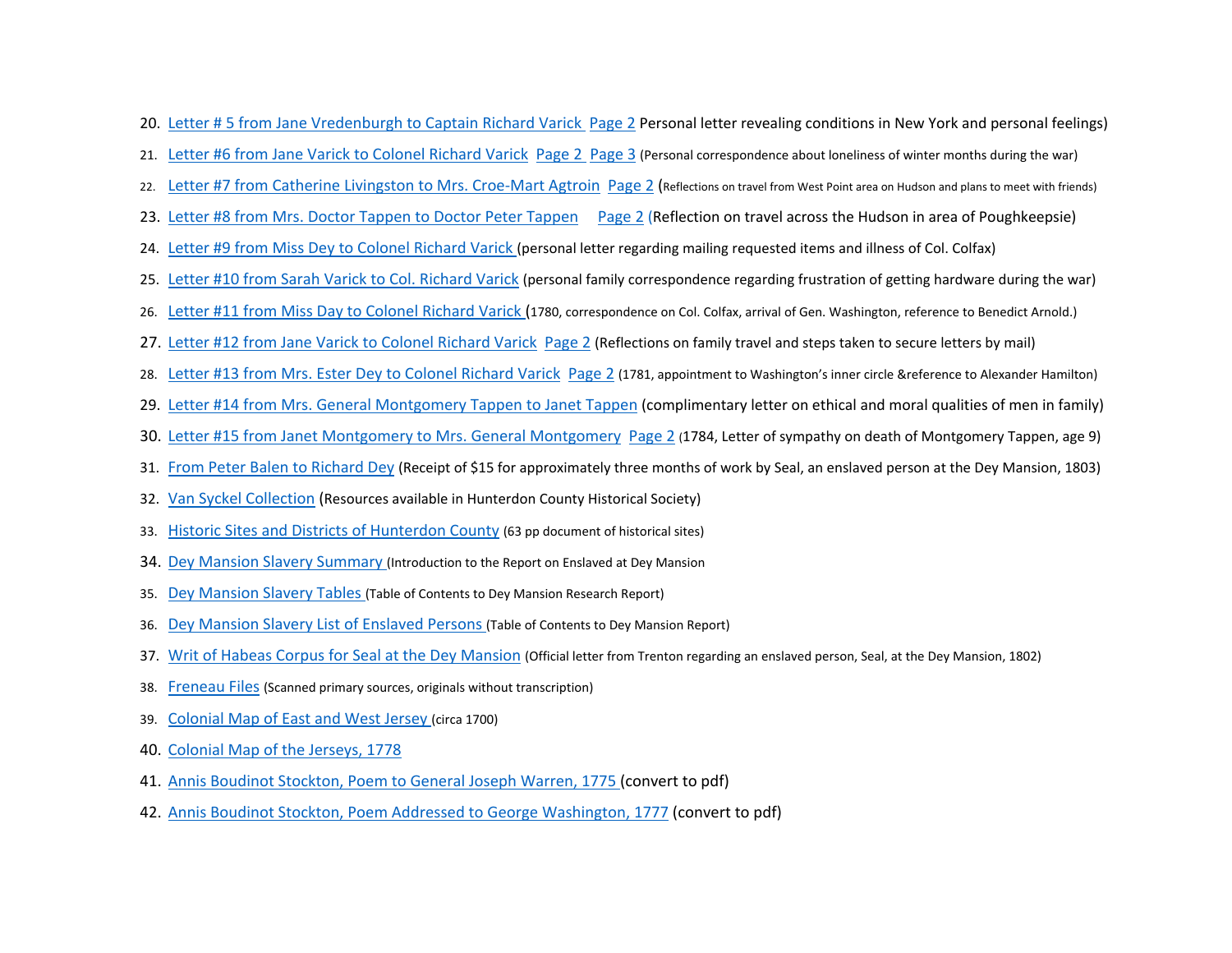20. Letter # 5 from Jane Vredenburgh to Captain Richard Varick Page 2 Personal letter revealing conditions in New York and personal feelings)
21. Letter #6 from Jane Varick to Colonel Richard Varick Page 2 Page 3 (Personal correspondence about loneliness of winter months during the war)
22. Letter #7 from Catherine Livingston to Mrs. Croe-Mart Agtroin Page 2 (Reflections on travel from West Point area on Hudson and plans to meet with friends)
23. Letter #8 from Mrs. Doctor Tappen to Doctor Peter Tappen Page 2 (Reflection on travel across the Hudson in area of Poughkeepsie)
24. Letter #9 from Miss Dey to Colonel Richard Varick (personal letter regarding mailing requested items and illness of Col. Colfax)
25. Letter #10 from Sarah Varick to Col. Richard Varick (personal family correspondence regarding frustration of getting hardware during the war)
26. Letter #11 from Miss Day to Colonel Richard Varick (1780, correspondence on Col. Colfax, arrival of Gen. Washington, reference to Benedict Arnold.)
27. Letter #12 from Jane Varick to Colonel Richard Varick Page 2 (Reflections on family travel and steps taken to secure letters by mail)
28. Letter #13 from Mrs. Ester Dey to Colonel Richard Varick Page 2 (1781, appointment to Washington's inner circle &reference to Alexander Hamilton)
29. Letter #14 from Mrs. General Montgomery Tappen to Janet Tappen (complimentary letter on ethical and moral qualities of men in family)
30. Letter #15 from Janet Montgomery to Mrs. General Montgomery Page 2 (1784, Letter of sympathy on death of Montgomery Tappen, age 9)
31. From Peter Balen to Richard Dey (Receipt of $15 for approximately three months of work by Seal, an enslaved person at the Dey Mansion, 1803)
32. Van Syckel Collection (Resources available in Hunterdon County Historical Society)
33. Historic Sites and Districts of Hunterdon County (63 pp document of historical sites)
34. Dey Mansion Slavery Summary (Introduction to the Report on Enslaved at Dey Mansion
35. Dey Mansion Slavery Tables (Table of Contents to Dey Mansion Research Report)
36. Dey Mansion Slavery List of Enslaved Persons (Table of Contents to Dey Mansion Report)
37. Writ of Habeas Corpus for Seal at the Dey Mansion (Official letter from Trenton regarding an enslaved person, Seal, at the Dey Mansion, 1802)
38. Freneau Files (Scanned primary sources, originals without transcription)
39. Colonial Map of East and West Jersey (circa 1700)
40. Colonial Map of the Jerseys, 1778
41. Annis Boudinot Stockton, Poem to General Joseph Warren, 1775 (convert to pdf)
42. Annis Boudinot Stockton, Poem Addressed to George Washington, 1777 (convert to pdf)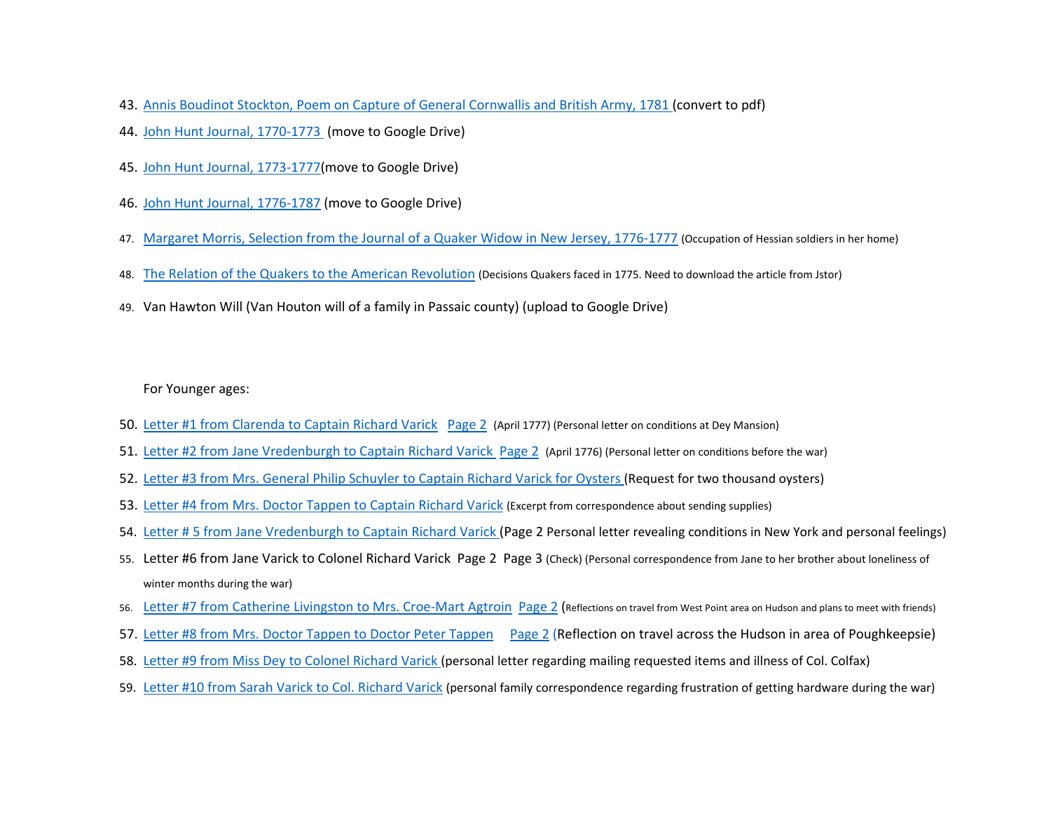43. Annis Boudinot Stockton, Poem on Capture of General Cornwallis and British Army, 1781 (convert to pdf)
44. John Hunt Journal, 1770-1773 (move to Google Drive)
45. John Hunt Journal, 1773-1777(move to Google Drive)
46. John Hunt Journal, 1776-1787 (move to Google Drive)
47. Margaret Morris, Selection from the Journal of a Quaker Widow in New Jersey, 1776-1777 (Occupation of Hessian soldiers in her home)
48. The Relation of the Quakers to the American Revolution (Decisions Quakers faced in 1775. Need to download the article from Jstor)
49. Van Hawton Will (Van Houton will of a family in Passaic county) (upload to Google Drive)

For Younger ages:

50. Letter #1 from Clarenda to Captain Richard Varick Page 2 (April 1777) (Personal letter on conditions at Dey Mansion)
51. Letter #2 from Jane Vredenburgh to Captain Richard Varick Page 2 (April 1776) (Personal letter on conditions before the war)
52. Letter #3 from Mrs. General Philip Schuyler to Captain Richard Varick for Oysters (Request for two thousand oysters)
53. Letter #4 from Mrs. Doctor Tappen to Captain Richard Varick (Excerpt from correspondence about sending supplies)
54. Letter # 5 from Jane Vredenburgh to Captain Richard Varick (Page 2 Personal letter revealing conditions in New York and personal feelings)
55. Letter #6 from Jane Varick to Colonel Richard Varick Page 2 Page 3 (Check) (Personal correspondence from Jane to her brother about loneliness of winter months during the war)
56. Letter #7 from Catherine Livingston to Mrs. Croe-Mart Agtroin Page 2 (Reflections on travel from West Point area on Hudson and plans to meet with friends)
57. Letter #8 from Mrs. Doctor Tappen to Doctor Peter Tappen Page 2 (Reflection on travel across the Hudson in area of Poughkeepsie)
58. Letter #9 from Miss Dey to Colonel Richard Varick (personal letter regarding mailing requested items and illness of Col. Colfax)
59. Letter #10 from Sarah Varick to Col. Richard Varick (personal family correspondence regarding frustration of getting hardware during the war)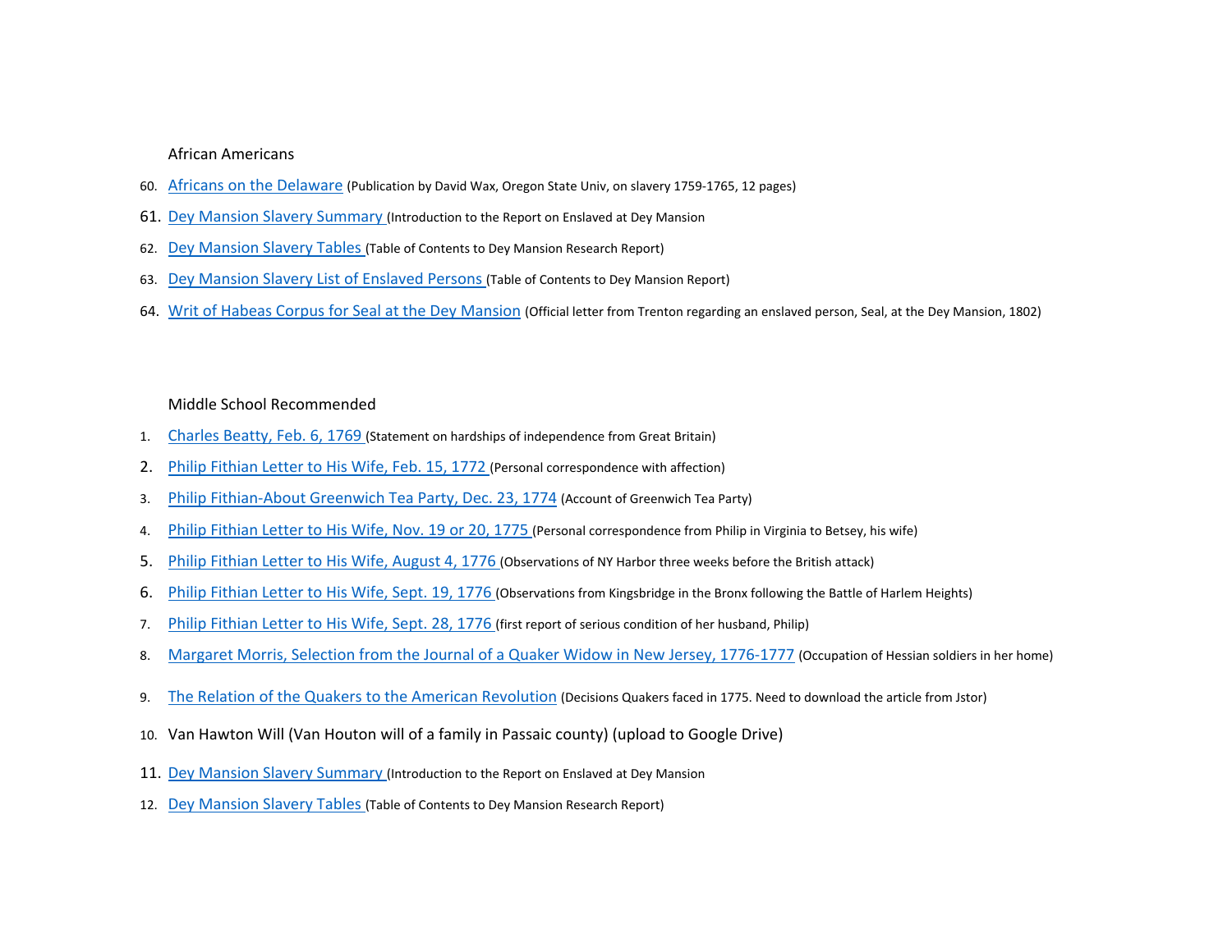African Americans

60. Africans on the Delaware (Publication by David Wax, Oregon State Univ, on slavery 1759-1765, 12 pages)
61. Dey Mansion Slavery Summary (Introduction to the Report on Enslaved at Dey Mansion
62. Dey Mansion Slavery Tables (Table of Contents to Dey Mansion Research Report)
63. Dey Mansion Slavery List of Enslaved Persons (Table of Contents to Dey Mansion Report)
64. Writ of Habeas Corpus for Seal at the Dey Mansion (Official letter from Trenton regarding an enslaved person, Seal, at the Dey Mansion, 1802)

Middle School Recommended

1. Charles Beatty, Feb. 6, 1769 (Statement on hardships of independence from Great Britain)
2. Philip Fithian Letter to His Wife, Feb. 15, 1772 (Personal correspondence with affection)
3. Philip Fithian-About Greenwich Tea Party, Dec. 23, 1774 (Account of Greenwich Tea Party)
4. Philip Fithian Letter to His Wife, Nov. 19 or 20, 1775 (Personal correspondence from Philip in Virginia to Betsey, his wife)
5. Philip Fithian Letter to His Wife, August 4, 1776 (Observations of NY Harbor three weeks before the British attack)
6. Philip Fithian Letter to His Wife, Sept. 19, 1776 (Observations from Kingsbridge in the Bronx following the Battle of Harlem Heights)
7. Philip Fithian Letter to His Wife, Sept. 28, 1776 (first report of serious condition of her husband, Philip)
8. Margaret Morris, Selection from the Journal of a Quaker Widow in New Jersey, 1776-1777 (Occupation of Hessian soldiers in her home)
9. The Relation of the Quakers to the American Revolution (Decisions Quakers faced in 1775. Need to download the article from Jstor)
10. Van Hawton Will (Van Houton will of a family in Passaic county) (upload to Google Drive)
11. Dey Mansion Slavery Summary (Introduction to the Report on Enslaved at Dey Mansion
12. Dey Mansion Slavery Tables (Table of Contents to Dey Mansion Research Report)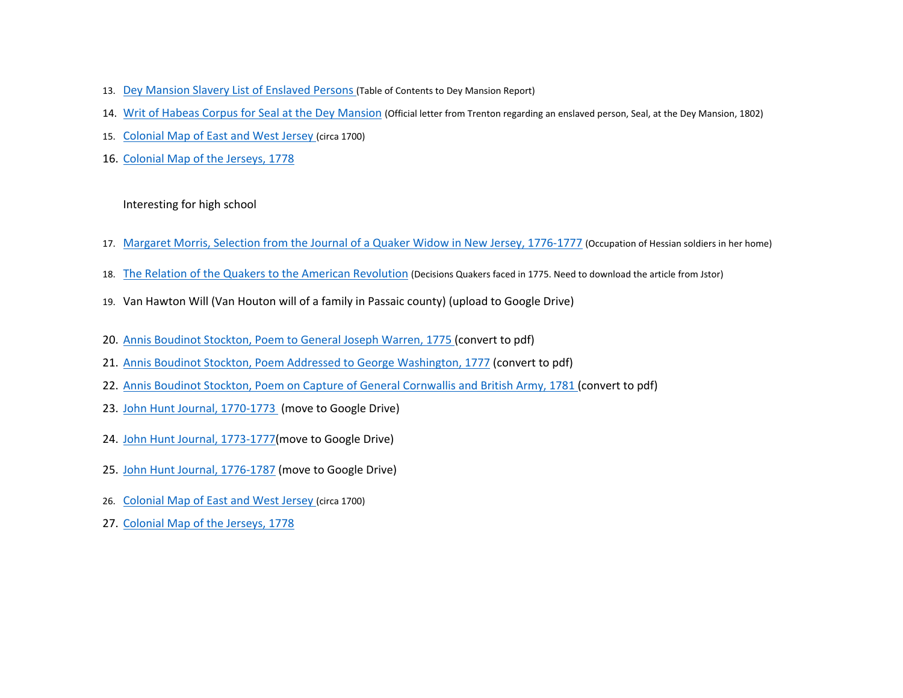13. Dey Mansion Slavery List of Enslaved Persons (Table of Contents to Dey Mansion Report)
14. Writ of Habeas Corpus for Seal at the Dey Mansion (Official letter from Trenton regarding an enslaved person, Seal, at the Dey Mansion, 1802)
15. Colonial Map of East and West Jersey (circa 1700)
16. Colonial Map of the Jerseys, 1778

Interesting for high school

17. Margaret Morris, Selection from the Journal of a Quaker Widow in New Jersey, 1776-1777 (Occupation of Hessian soldiers in her home)
18. The Relation of the Quakers to the American Revolution (Decisions Quakers faced in 1775. Need to download the article from Jstor)
19. Van Hawton Will (Van Houton will of a family in Passaic county) (upload to Google Drive)
20. Annis Boudinot Stockton, Poem to General Joseph Warren, 1775 (convert to pdf)
21. Annis Boudinot Stockton, Poem Addressed to George Washington, 1777 (convert to pdf)
22. Annis Boudinot Stockton, Poem on Capture of General Cornwallis and British Army, 1781 (convert to pdf)
23. John Hunt Journal, 1770-1773 (move to Google Drive)
24. John Hunt Journal, 1773-1777(move to Google Drive)
25. John Hunt Journal, 1776-1787 (move to Google Drive)
26. Colonial Map of East and West Jersey (circa 1700)
27. Colonial Map of the Jerseys, 1778